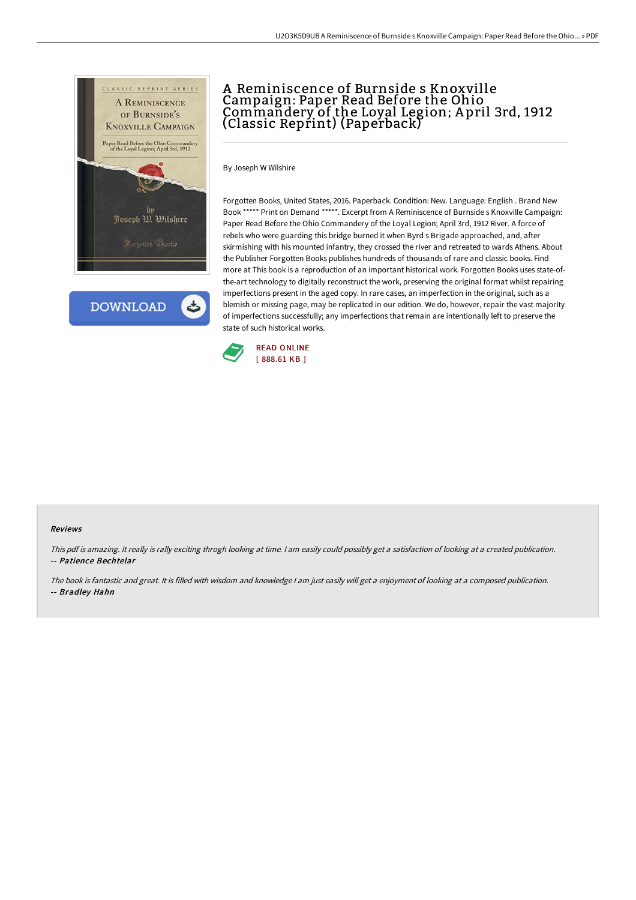# A Reminiscence of Burnside s Knoxville Campaign: Paper Read Before the Ohio Commandery of the Loyal Legion; April 3rd, 1912 (Classic Reprint) (Paperback)

By Joseph W Wilshire

Forgotten Books, United States, 2016. Paperback. Condition: New. Language: English . Brand New Book ***** Print on Demand *****. Excerpt from A Reminiscence of Burnside s Knoxville Campaign: Paper Read Before the Ohio Commandery of the Loyal Legion; April 3rd, 1912 River. A force of rebels who were guarding this bridge burned it when Byrd s Brigade approached, and, after skirmishing with his mounted infantry, they crossed the river and retreated to wards Athens. About the Publisher Forgotten Books publishes hundreds of thousands of rare and classic books. Find more at This book is a reproduction of an important historical work. Forgotten Books uses state-of-the-art technology to digitally reconstruct the work, preserving the original format whilst repairing imperfections present in the aged copy. In rare cases, an imperfection in the original, such as a blemish or missing page, may be replicated in our edition. We do, however, repair the vast majority of imperfections successfully; any imperfections that remain are intentionally left to preserve the state of such historical works.

READ ONLINE
[ 888.61 KB ]

### Reviews

*This pdf is amazing. It really is rally exciting throgh looking at time. I am easily could possibly get a satisfaction of looking at a created publication.*
-- ***Patience Bechtelar***

*The book is fantastic and great. It is filled with wisdom and knowledge I am just easily will get a enjoyment of looking at a composed publication.*
-- ***Bradley Hahn***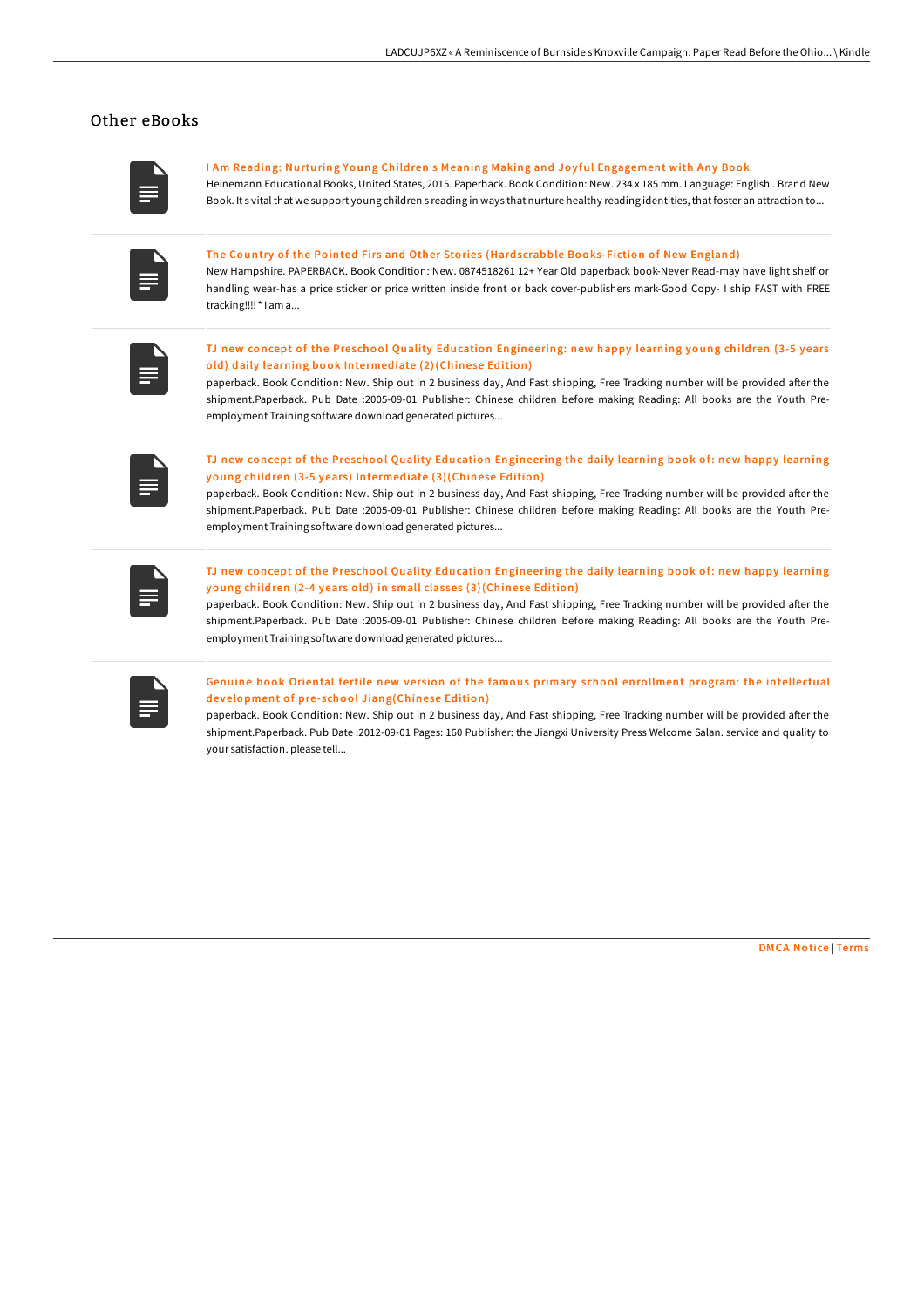## Other eBooks

**I Am Reading: Nurturing Young Children s Meaning Making and Joyful Engagement with Any Book**

Heinemann Educational Books, United States, 2015. Paperback. Book Condition: New. 234 x 185 mm. Language: English . Brand New Book. It s vital that we support young children s reading in ways that nurture healthy reading identities, that foster an attraction to...

**The Country of the Pointed Firs and Other Stories (Hardscrabble Books-Fiction of New England)**

New Hampshire. PAPERBACK. Book Condition: New. 0874518261 12+ Year Old paperback book-Never Read-may have light shelf or handling wear-has a price sticker or price written inside front or back cover-publishers mark-Good Copy- I ship FAST with FREE tracking!!!! * I am a...

**TJ new concept of the Preschool Quality Education Engineering: new happy learning young children (3-5 years old) daily learning book Intermediate (2)(Chinese Edition)**

paperback. Book Condition: New. Ship out in 2 business day, And Fast shipping, Free Tracking number will be provided after the shipment.Paperback. Pub Date :2005-09-01 Publisher: Chinese children before making Reading: All books are the Youth Pre-employment Training software download generated pictures...

**TJ new concept of the Preschool Quality Education Engineering the daily learning book of: new happy learning young children (3-5 years) Intermediate (3)(Chinese Edition)**

paperback. Book Condition: New. Ship out in 2 business day, And Fast shipping, Free Tracking number will be provided after the shipment.Paperback. Pub Date :2005-09-01 Publisher: Chinese children before making Reading: All books are the Youth Pre-employment Training software download generated pictures...

**TJ new concept of the Preschool Quality Education Engineering the daily learning book of: new happy learning young children (2-4 years old) in small classes (3)(Chinese Edition)**

paperback. Book Condition: New. Ship out in 2 business day, And Fast shipping, Free Tracking number will be provided after the shipment.Paperback. Pub Date :2005-09-01 Publisher: Chinese children before making Reading: All books are the Youth Pre-employment Training software download generated pictures...

**Genuine book Oriental fertile new version of the famous primary school enrollment program: the intellectual development of pre-school Jiang(Chinese Edition)**

paperback. Book Condition: New. Ship out in 2 business day, And Fast shipping, Free Tracking number will be provided after the shipment.Paperback. Pub Date :2012-09-01 Pages: 160 Publisher: the Jiangxi University Press Welcome Salan. service and quality to your satisfaction. please tell...